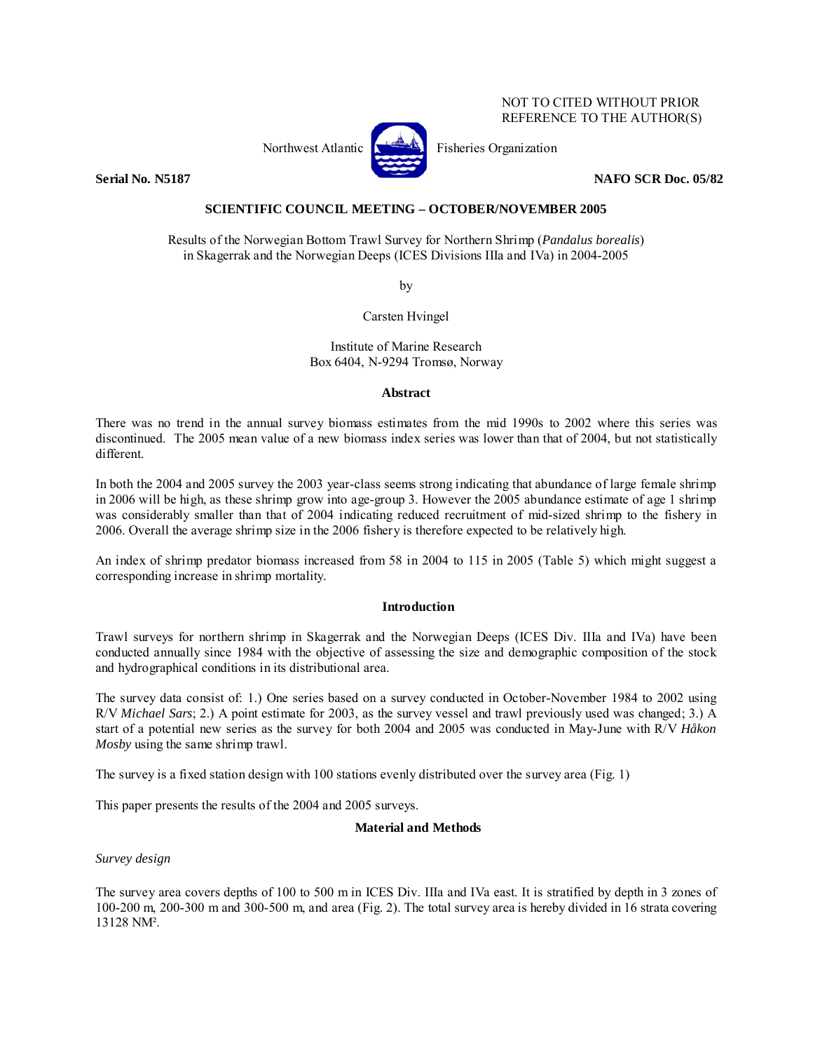NOT TO CITED WITHOUT PRIOR REFERENCE TO THE AUTHOR(S)

Northwest Atlantic Fisheries Organization

**Serial No. N5187** **NAFO SCR Doc. 05/82**

**SCIENTIFIC COUNCIL MEETING – OCTOBER/NOVEMBER 2005**

Results of the Norwegian Bottom Trawl Survey for Northern Shrimp (*Pandalus borealis*) in Skagerrak and the Norwegian Deeps (ICES Divisions IIIa and IVa) in 2004-2005

by

Carsten Hvingel

Institute of Marine Research
Box 6404, N-9294 Tromsø, Norway

## Abstract

There was no trend in the annual survey biomass estimates from the mid 1990s to 2002 where this series was discontinued. The 2005 mean value of a new biomass index series was lower than that of 2004, but not statistically different.

In both the 2004 and 2005 survey the 2003 year-class seems strong indicating that abundance of large female shrimp in 2006 will be high, as these shrimp grow into age-group 3. However the 2005 abundance estimate of age 1 shrimp was considerably smaller than that of 2004 indicating reduced recruitment of mid-sized shrimp to the fishery in 2006. Overall the average shrimp size in the 2006 fishery is therefore expected to be relatively high.

An index of shrimp predator biomass increased from 58 in 2004 to 115 in 2005 (Table 5) which might suggest a corresponding increase in shrimp mortality.

## Introduction

Trawl surveys for northern shrimp in Skagerrak and the Norwegian Deeps (ICES Div. IIIa and IVa) have been conducted annually since 1984 with the objective of assessing the size and demographic composition of the stock and hydrographical conditions in its distributional area.

The survey data consist of: 1.) One series based on a survey conducted in October-November 1984 to 2002 using R/V *Michael Sars*; 2.) A point estimate for 2003, as the survey vessel and trawl previously used was changed; 3.) A start of a potential new series as the survey for both 2004 and 2005 was conducted in May-June with R/V *Håkon Mosby* using the same shrimp trawl.

The survey is a fixed station design with 100 stations evenly distributed over the survey area (Fig. 1)

This paper presents the results of the 2004 and 2005 surveys.

## Material and Methods

*Survey design*

The survey area covers depths of 100 to 500 m in ICES Div. IIIa and IVa east. It is stratified by depth in 3 zones of 100-200 m, 200-300 m and 300-500 m, and area (Fig. 2). The total survey area is hereby divided in 16 strata covering 13128 NM².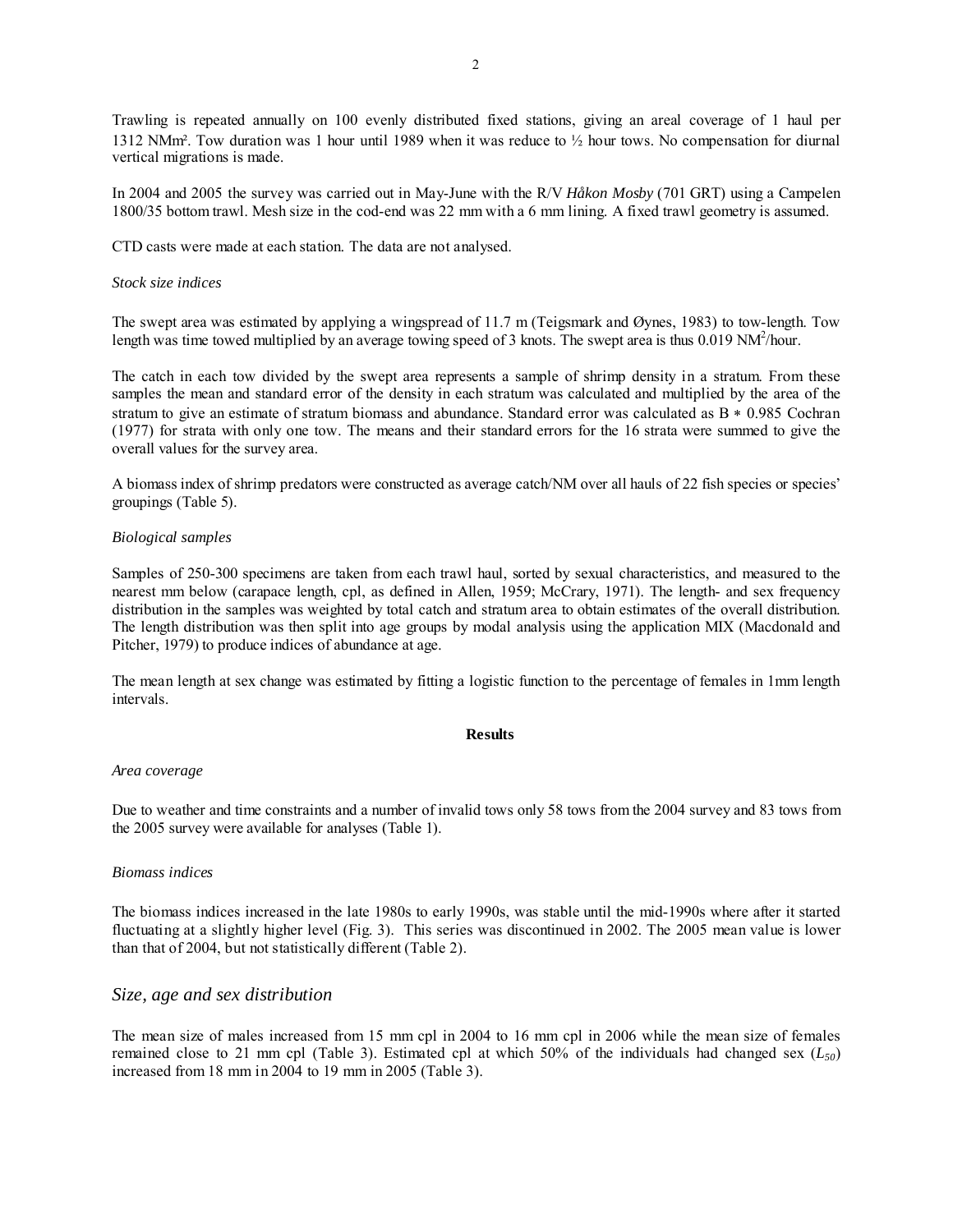Trawling is repeated annually on 100 evenly distributed fixed stations, giving an areal coverage of 1 haul per 1312 NMm². Tow duration was 1 hour until 1989 when it was reduce to ½ hour tows. No compensation for diurnal vertical migrations is made.

In 2004 and 2005 the survey was carried out in May-June with the R/V *Håkon Mosby* (701 GRT) using a Campelen 1800/35 bottom trawl. Mesh size in the cod-end was 22 mm with a 6 mm lining. A fixed trawl geometry is assumed.

CTD casts were made at each station. The data are not analysed.

*Stock size indices*

The swept area was estimated by applying a wingspread of 11.7 m (Teigsmark and Øynes, 1983) to tow-length. Tow length was time towed multiplied by an average towing speed of 3 knots. The swept area is thus 0.019 $NM^2$/hour.

The catch in each tow divided by the swept area represents a sample of shrimp density in a stratum. From these samples the mean and standard error of the density in each stratum was calculated and multiplied by the area of the stratum to give an estimate of stratum biomass and abundance. Standard error was calculated as B $*$ 0.985 Cochran (1977) for strata with only one tow. The means and their standard errors for the 16 strata were summed to give the overall values for the survey area.

A biomass index of shrimp predators were constructed as average catch/NM over all hauls of 22 fish species or species' groupings (Table 5).

*Biological samples*

Samples of 250-300 specimens are taken from each trawl haul, sorted by sexual characteristics, and measured to the nearest mm below (carapace length, cpl, as defined in Allen, 1959; McCrary, 1971). The length- and sex frequency distribution in the samples was weighted by total catch and stratum area to obtain estimates of the overall distribution. The length distribution was then split into age groups by modal analysis using the application MIX (Macdonald and Pitcher, 1979) to produce indices of abundance at age.

The mean length at sex change was estimated by fitting a logistic function to the percentage of females in 1mm length intervals.

**Results**

*Area coverage*

Due to weather and time constraints and a number of invalid tows only 58 tows from the 2004 survey and 83 tows from the 2005 survey were available for analyses (Table 1).

*Biomass indices*

The biomass indices increased in the late 1980s to early 1990s, was stable until the mid-1990s where after it started fluctuating at a slightly higher level (Fig. 3). This series was discontinued in 2002. The 2005 mean value is lower than that of 2004, but not statistically different (Table 2).

## *Size, age and sex distribution*

The mean size of males increased from 15 mm cpl in 2004 to 16 mm cpl in 2006 while the mean size of females remained close to 21 mm cpl (Table 3). Estimated cpl at which 50% of the individuals had changed sex ($L_{50}$) increased from 18 mm in 2004 to 19 mm in 2005 (Table 3).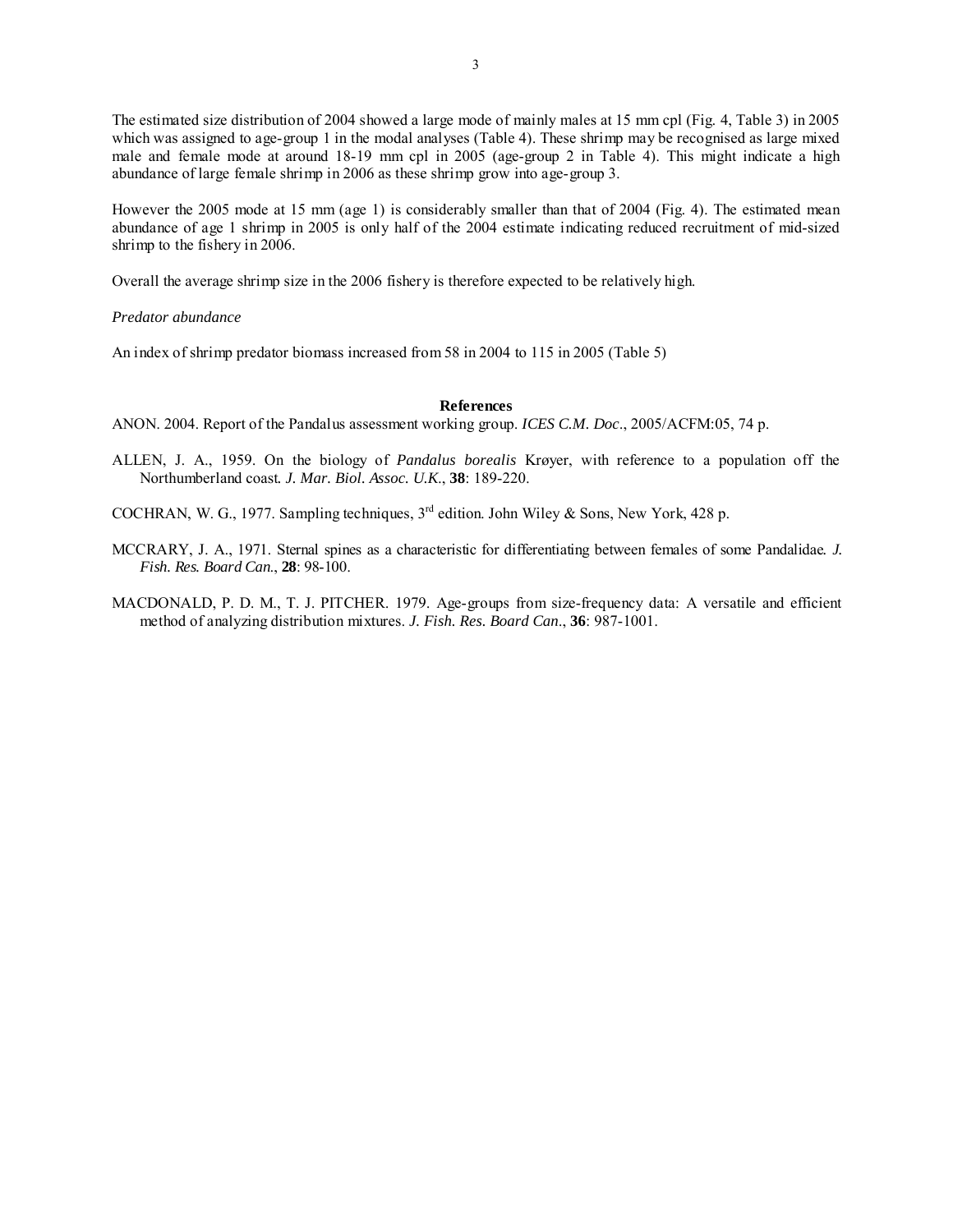The estimated size distribution of 2004 showed a large mode of mainly males at 15 mm cpl (Fig. 4, Table 3) in 2005 which was assigned to age-group 1 in the modal analyses (Table 4). These shrimp may be recognised as large mixed male and female mode at around 18-19 mm cpl in 2005 (age-group 2 in Table 4). This might indicate a high abundance of large female shrimp in 2006 as these shrimp grow into age-group 3.

However the 2005 mode at 15 mm (age 1) is considerably smaller than that of 2004 (Fig. 4). The estimated mean abundance of age 1 shrimp in 2005 is only half of the 2004 estimate indicating reduced recruitment of mid-sized shrimp to the fishery in 2006.

Overall the average shrimp size in the 2006 fishery is therefore expected to be relatively high.

*Predator abundance*

An index of shrimp predator biomass increased from 58 in 2004 to 115 in 2005 (Table 5)

## References

ANON. 2004. Report of the Pandalus assessment working group. *ICES C.M. Doc*., 2005/ACFM:05, 74 p.

ALLEN, J. A., 1959. On the biology of *Pandalus borealis* Krøyer, with reference to a population off the Northumberland coast. *J. Mar. Biol. Assoc. U.K.*, **38**: 189-220.

COCHRAN, W. G., 1977. Sampling techniques, 3rd edition. John Wiley & Sons, New York, 428 p.

MCCRARY, J. A., 1971. Sternal spines as a characteristic for differentiating between females of some Pandalidae. *J. Fish. Res. Board Can.*, **28**: 98-100.

MACDONALD, P. D. M., T. J. PITCHER. 1979. Age-groups from size-frequency data: A versatile and efficient method of analyzing distribution mixtures. *J. Fish. Res. Board Can*., **36**: 987-1001.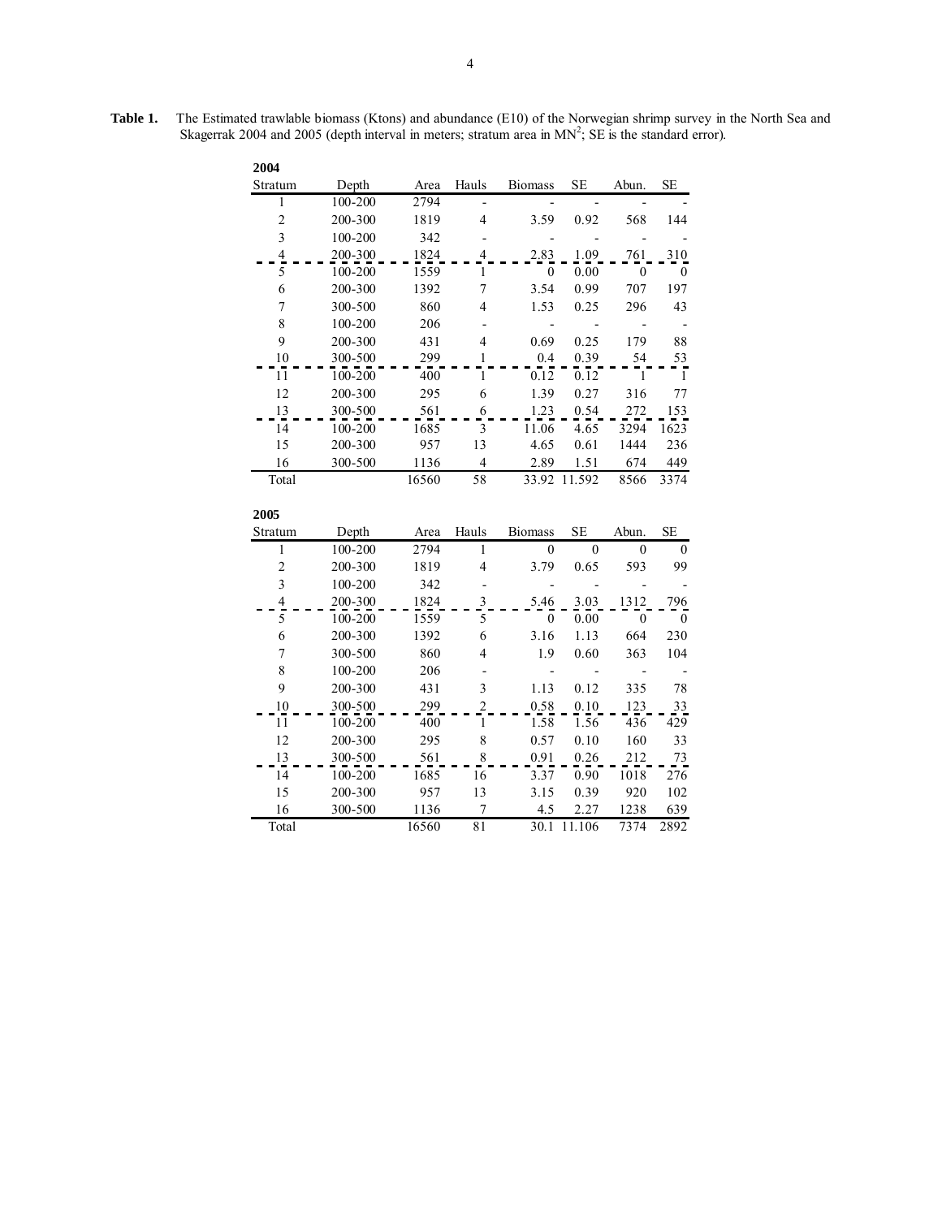**Table 1.** The Estimated trawlable biomass (Ktons) and abundance (E10) of the Norwegian shrimp survey in the North Sea and Skagerrak 2004 and 2005 (depth interval in meters; stratum area in $MN^2$; SE is the standard error).

**2004**

| Stratum | Depth | Area | Hauls | Biomass | SE | Abun. | SE |
|---|---|---|---|---|---|---|---|
| 1 | 100-200 | 2794 | - | - | - | - | - |
| 2 | 200-300 | 1819 | 4 | 3.59 | 0.92 | 568 | 144 |
| 3 | 100-200 | 342 | - | - | - | - | - |
| 4 | 200-300 | 1824 | 4 | 2.83 | 1.09 | 761 | 310 |
| 5 | 100-200 | 1559 | 1 | 0 | 0.00 | 0 | 0 |
| 6 | 200-300 | 1392 | 7 | 3.54 | 0.99 | 707 | 197 |
| 7 | 300-500 | 860 | 4 | 1.53 | 0.25 | 296 | 43 |
| 8 | 100-200 | 206 | - | - | - | - | - |
| 9 | 200-300 | 431 | 4 | 0.69 | 0.25 | 179 | 88 |
| 10 | 300-500 | 299 | 1 | 0.4 | 0.39 | 54 | 53 |
| 11 | 100-200 | 400 | 1 | 0.12 | 0.12 | 1 | 1 |
| 12 | 200-300 | 295 | 6 | 1.39 | 0.27 | 316 | 77 |
| 13 | 300-500 | 561 | 6 | 1.23 | 0.54 | 272 | 153 |
| 14 | 100-200 | 1685 | 3 | 11.06 | 4.65 | 3294 | 1623 |
| 15 | 200-300 | 957 | 13 | 4.65 | 0.61 | 1444 | 236 |
| 16 | 300-500 | 1136 | 4 | 2.89 | 1.51 | 674 | 449 |
| Total | | 16560 | 58 | 33.92 | 11.592 | 8566 | 3374 |

**2005**

| Stratum | Depth | Area | Hauls | Biomass | SE | Abun. | SE |
|---|---|---|---|---|---|---|---|
| 1 | 100-200 | 2794 | 1 | 0 | 0 | 0 | 0 |
| 2 | 200-300 | 1819 | 4 | 3.79 | 0.65 | 593 | 99 |
| 3 | 100-200 | 342 | - | - | - | - | - |
| 4 | 200-300 | 1824 | 3 | 5.46 | 3.03 | 1312 | 796 |
| 5 | 100-200 | 1559 | 5 | 0 | 0.00 | 0 | 0 |
| 6 | 200-300 | 1392 | 6 | 3.16 | 1.13 | 664 | 230 |
| 7 | 300-500 | 860 | 4 | 1.9 | 0.60 | 363 | 104 |
| 8 | 100-200 | 206 | - | - | - | - | - |
| 9 | 200-300 | 431 | 3 | 1.13 | 0.12 | 335 | 78 |
| 10 | 300-500 | 299 | 2 | 0.58 | 0.10 | 123 | 33 |
| 11 | 100-200 | 400 | 1 | 1.58 | 1.56 | 436 | 429 |
| 12 | 200-300 | 295 | 8 | 0.57 | 0.10 | 160 | 33 |
| 13 | 300-500 | 561 | 8 | 0.91 | 0.26 | 212 | 73 |
| 14 | 100-200 | 1685 | 16 | 3.37 | 0.90 | 1018 | 276 |
| 15 | 200-300 | 957 | 13 | 3.15 | 0.39 | 920 | 102 |
| 16 | 300-500 | 1136 | 7 | 4.5 | 2.27 | 1238 | 639 |
| Total | | 16560 | 81 | 30.1 | 11.106 | 7374 | 2892 |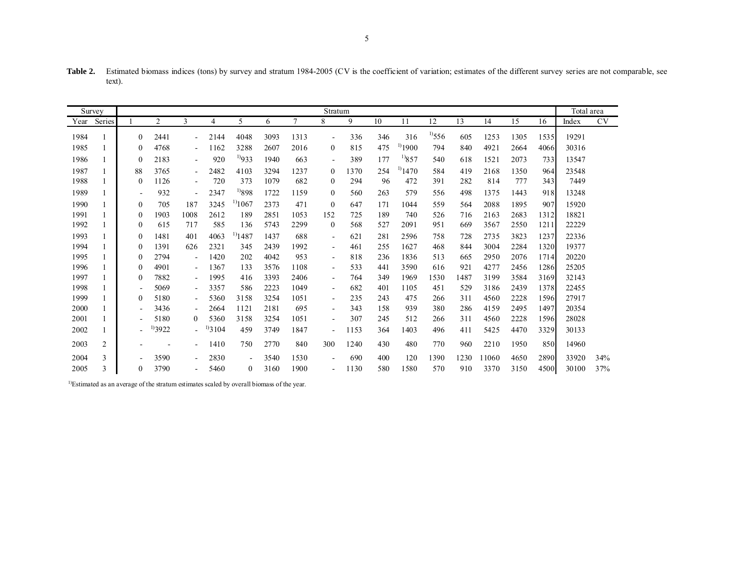**Table 2.** Estimated biomass indices (tons) by survey and stratum 1984-2005 (CV is the coefficient of variation; estimates of the different survey series are not comparable, see text).

| Survey | | Stratum | | | | | | | | | | | | | | | | Total area | |
|---|---|---|---|---|---|---|---|---|---|---|---|---|---|---|---|---|---|---|---|
| Year | Series | 1 | 2 | 3 | 4 | 5 | 6 | 7 | 8 | 9 | 10 | 11 | 12 | 13 | 14 | 15 | 16 | Index | CV |
| 1984 | 1 | 0 | 2441 | - | 2144 | 4048 | 3093 | 1313 | - | 336 | 346 | 316 | [1)]556 | 605 | 1253 | 1305 | 1535 | 19291 | |
| 1985 | 1 | 0 | 4768 | - | 1162 | 3288 | 2607 | 2016 | 0 | 815 | 475 | [1)]1900 | 794 | 840 | 4921 | 2664 | 4066 | 30316 | |
| 1986 | 1 | 0 | 2183 | - | 920 | [1)]933 | 1940 | 663 | - | 389 | 177 | [1)]857 | 540 | 618 | 1521 | 2073 | 733 | 13547 | |
| 1987 | 1 | 88 | 3765 | - | 2482 | 4103 | 3294 | 1237 | 0 | 1370 | 254 | [1)]1470 | 584 | 419 | 2168 | 1350 | 964 | 23548 | |
| 1988 | 1 | 0 | 1126 | - | 720 | 373 | 1079 | 682 | 0 | 294 | 96 | 472 | 391 | 282 | 814 | 777 | 343 | 7449 | |
| 1989 | 1 | - | 932 | - | 2347 | [1)]898 | 1722 | 1159 | 0 | 560 | 263 | 579 | 556 | 498 | 1375 | 1443 | 918 | 13248 | |
| 1990 | 1 | 0 | 705 | 187 | 3245 | [1)]1067 | 2373 | 471 | 0 | 647 | 171 | 1044 | 559 | 564 | 2088 | 1895 | 907 | 15920 | |
| 1991 | 1 | 0 | 1903 | 1008 | 2612 | 189 | 2851 | 1053 | 152 | 725 | 189 | 740 | 526 | 716 | 2163 | 2683 | 1312 | 18821 | |
| 1992 | 1 | 0 | 615 | 717 | 585 | 136 | 5743 | 2299 | 0 | 568 | 527 | 2091 | 951 | 669 | 3567 | 2550 | 1211 | 22229 | |
| 1993 | 1 | 0 | 1481 | 401 | 4063 | [1)]1487 | 1437 | 688 | - | 621 | 281 | 2596 | 758 | 728 | 2735 | 3823 | 1237 | 22336 | |
| 1994 | 1 | 0 | 1391 | 626 | 2321 | 345 | 2439 | 1992 | - | 461 | 255 | 1627 | 468 | 844 | 3004 | 2284 | 1320 | 19377 | |
| 1995 | 1 | 0 | 2794 | - | 1420 | 202 | 4042 | 953 | - | 818 | 236 | 1836 | 513 | 665 | 2950 | 2076 | 1714 | 20220 | |
| 1996 | 1 | 0 | 4901 | - | 1367 | 133 | 3576 | 1108 | - | 533 | 441 | 3590 | 616 | 921 | 4277 | 2456 | 1286 | 25205 | |
| 1997 | 1 | 0 | 7882 | - | 1995 | 416 | 3393 | 2406 | - | 764 | 349 | 1969 | 1530 | 1487 | 3199 | 3584 | 3169 | 32143 | |
| 1998 | 1 | - | 5069 | - | 3357 | 586 | 2223 | 1049 | - | 682 | 401 | 1105 | 451 | 529 | 3186 | 2439 | 1378 | 22455 | |
| 1999 | 1 | 0 | 5180 | - | 5360 | 3158 | 3254 | 1051 | - | 235 | 243 | 475 | 266 | 311 | 4560 | 2228 | 1596 | 27917 | |
| 2000 | 1 | - | 3436 | - | 2664 | 1121 | 2181 | 695 | - | 343 | 158 | 939 | 380 | 286 | 4159 | 2495 | 1497 | 20354 | |
| 2001 | 1 | - | 5180 | 0 | 5360 | 3158 | 3254 | 1051 | - | 307 | 245 | 512 | 266 | 311 | 4560 | 2228 | 1596 | 28028 | |
| 2002 | 1 | - | [1)]3922 | - | [1)]3104 | 459 | 3749 | 1847 | - | 1153 | 364 | 1403 | 496 | 411 | 5425 | 4470 | 3329 | 30133 | |
| 2003 | 2 | - | - | - | 1410 | 750 | 2770 | 840 | 300 | 1240 | 430 | 480 | 770 | 960 | 2210 | 1950 | 850 | 14960 | |
| 2004 | 3 | - | 3590 | - | 2830 | - | 3540 | 1530 | - | 690 | 400 | 120 | 1390 | 1230 | 11060 | 4650 | 2890 | 33920 | 34% |
| 2005 | 3 | 0 | 3790 | - | 5460 | 0 | 3160 | 1900 | - | 1130 | 580 | 1580 | 570 | 910 | 3370 | 3150 | 4500 | 30100 | 37% |

[1)]Estimated as an average of the stratum estimates scaled by overall biomass of the year.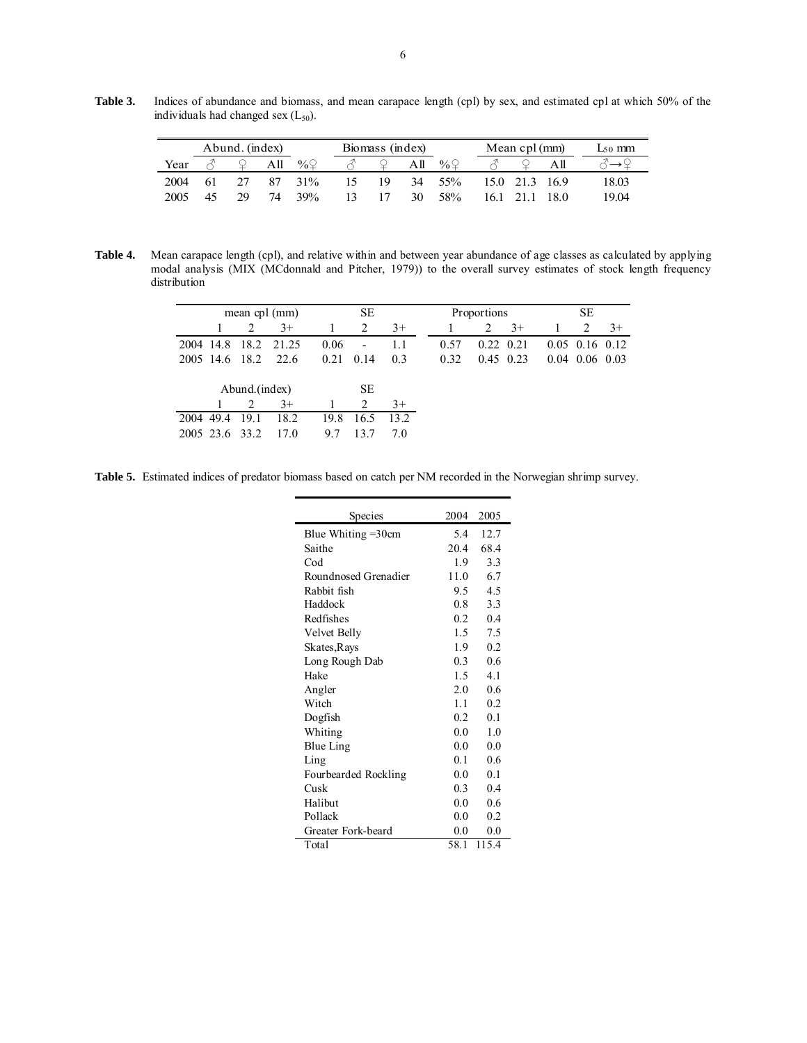**Table 3.** Indices of abundance and biomass, and mean carapace length (cpl) by sex, and estimated cpl at which 50% of the individuals had changed sex ($L_{50}$).

| | Abund. (index) | | | | Biomass (index) | | | | Mean cpl (mm) | | | $L_{50}$ mm |
|---|---|---|---|---|---|---|---|---|---|---|---|---|
| Year | ♂ | ♀ | All | %♀ | ♂ | ♀ | All | %♀ | ♂ | ♀ | All | ♂→♀ |
| 2004 | 61 | 27 | 87 | 31% | 15 | 19 | 34 | 55% | 15.0 | 21.3 | 16.9 | 18.03 |
| 2005 | 45 | 29 | 74 | 39% | 13 | 17 | 30 | 58% | 16.1 | 21.1 | 18.0 | 19.04 |

**Table 4.** Mean carapace length (cpl), and relative within and between year abundance of age classes as calculated by applying modal analysis (MIX (MCdonnald and Pitcher, 1979)) to the overall survey estimates of stock length frequency distribution

| | mean cpl (mm) | | | SE | | | Proportions | | | SE | | |
|---|---|---|---|---|---|---|---|---|---|---|---|---|
| | 1 | 2 | 3+ | 1 | 2 | 3+ | 1 | 2 | 3+ | 1 | 2 | 3+ |
| 2004 | 14.8 | 18.2 | 21.25 | 0.06 | - | 1.1 | 0.57 | 0.22 | 0.21 | 0.05 | 0.16 | 0.12 |
| 2005 | 14.6 | 18.2 | 22.6 | 0.21 | 0.14 | 0.3 | 0.32 | 0.45 | 0.23 | 0.04 | 0.06 | 0.03 |

| | Abund.(index) | | | SE | | |
|---|---|---|---|---|---|---|
| | 1 | 2 | 3+ | 1 | 2 | 3+ |
| 2004 | 49.4 | 19.1 | 18.2 | 19.8 | 16.5 | 13.2 |
| 2005 | 23.6 | 33.2 | 17.0 | 9.7 | 13.7 | 7.0 |

**Table 5.** Estimated indices of predator biomass based on catch per NM recorded in the Norwegian shrimp survey.

| Species | 2004 | 2005 |
|---|---|---|
| Blue Whiting =30cm | 5.4 | 12.7 |
| Saithe | 20.4 | 68.4 |
| Cod | 1.9 | 3.3 |
| Roundnosed Grenadier | 11.0 | 6.7 |
| Rabbit fish | 9.5 | 4.5 |
| Haddock | 0.8 | 3.3 |
| Redfishes | 0.2 | 0.4 |
| Velvet Belly | 1.5 | 7.5 |
| Skates,Rays | 1.9 | 0.2 |
| Long Rough Dab | 0.3 | 0.6 |
| Hake | 1.5 | 4.1 |
| Angler | 2.0 | 0.6 |
| Witch | 1.1 | 0.2 |
| Dogfish | 0.2 | 0.1 |
| Whiting | 0.0 | 1.0 |
| Blue Ling | 0.0 | 0.0 |
| Ling | 0.1 | 0.6 |
| Fourbearded Rockling | 0.0 | 0.1 |
| Cusk | 0.3 | 0.4 |
| Halibut | 0.0 | 0.6 |
| Pollack | 0.0 | 0.2 |
| Greater Fork-beard | 0.0 | 0.0 |
| Total | 58.1 | 115.4 |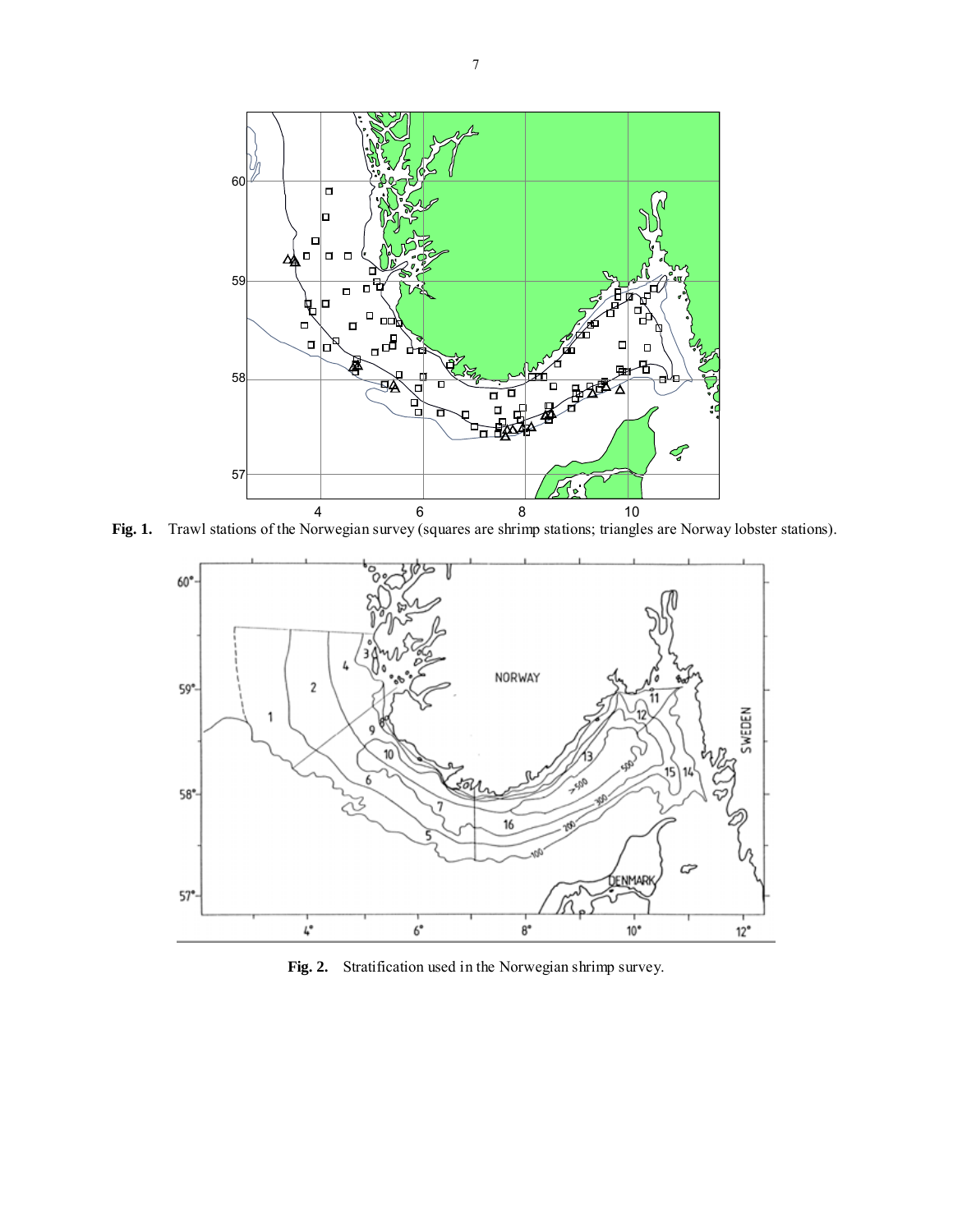**Fig. 1.** Trawl stations of the Norwegian survey (squares are shrimp stations; triangles are Norway lobster stations).

**Fig. 2.** Stratification used in the Norwegian shrimp survey.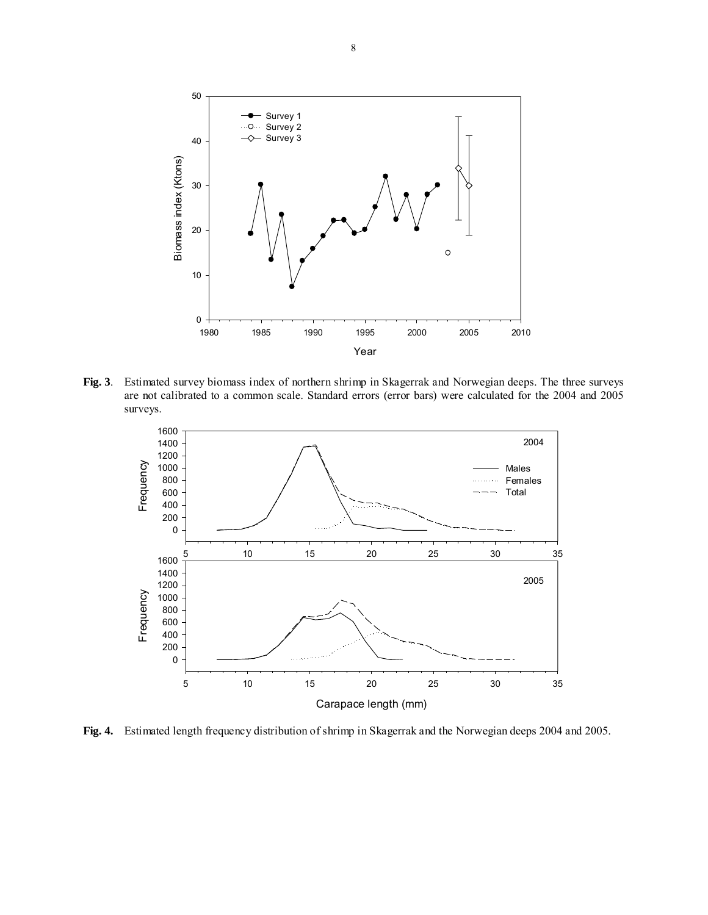50

40

30

20

10

0

Biomass index (Ktons)

1980 1985 1990 1995 2000 2005 2010

Year

Survey 1
Survey 2
Survey 3

**Fig. 3**. Estimated survey biomass index of northern shrimp in Skagerrak and Norwegian deeps. The three surveys are not calibrated to a common scale. Standard errors (error bars) were calculated for the 2004 and 2005 surveys.

1600
1400
1200
1000
800
600
400
200
0

Frequency

2004

Males
Females
Total

5 10 15 20 25 30 35

1600
1400
1200
1000
800
600
400
200
0

Frequency

2005

5 10 15 20 25 30 35

Carapace length (mm)

**Fig. 4.** Estimated length frequency distribution of shrimp in Skagerrak and the Norwegian deeps 2004 and 2005.